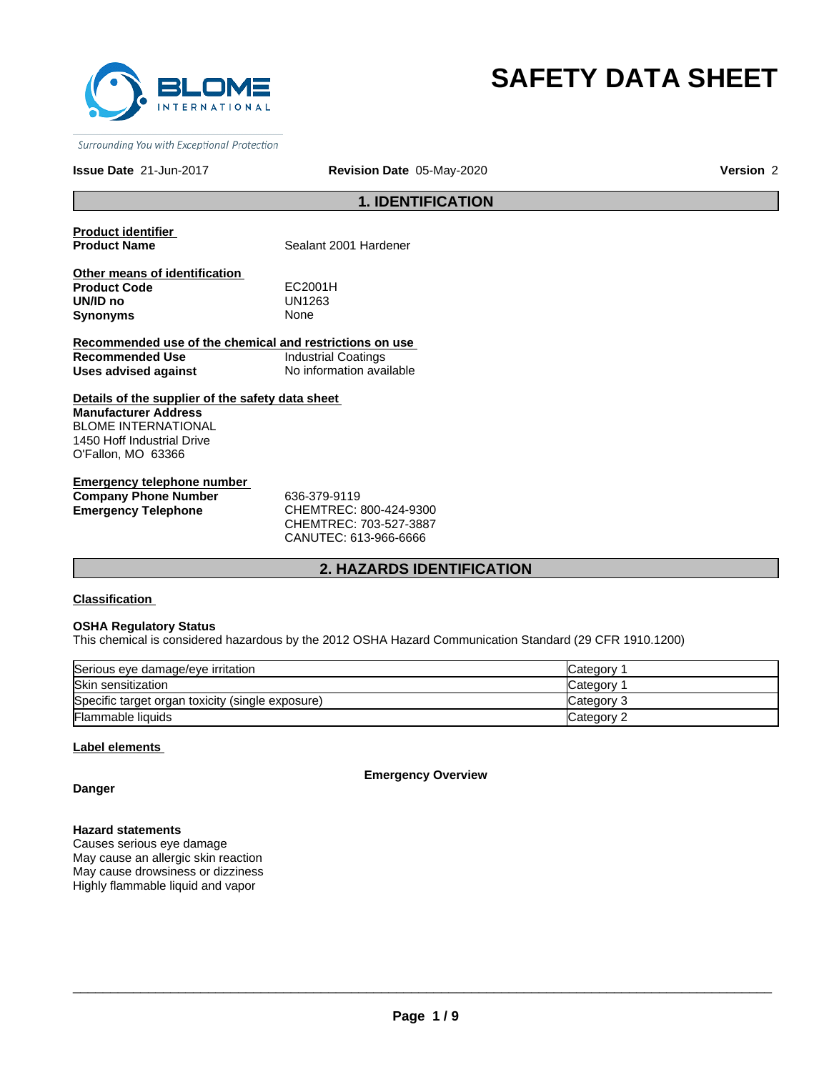BLOME INTERNATIONAL

*Surrounding You with Exceptional Protection*

# SAFETY DATA SHEET

**Issue Date** 21-Jun-2017 **Revision Date** 05-May-2020 **Version** 2

## 1. IDENTIFICATION

**Product identifier**

**Product Name** Sealant 2001 Hardener

**Other means of identification**

**Product Code** EC2001H

**UN/ID no** UN1263

**Synonyms** None

**Recommended use of the chemical and restrictions on use**

**Recommended Use** Industrial Coatings

**Uses advised against** No information available

**Details of the supplier of the safety data sheet**

**Manufacturer Address**
BLOME INTERNATIONAL
1450 Hoff Industrial Drive
O'Fallon, MO 63366

**Emergency telephone number**

**Company Phone Number** 636-379-9119

**Emergency Telephone** CHEMTREC: 800-424-9300
CHEMTREC: 703-527-3887
CANUTEC: 613-966-6666

## 2. HAZARDS IDENTIFICATION

**Classification**

**OSHA Regulatory Status**

This chemical is considered hazardous by the 2012 OSHA Hazard Communication Standard (29 CFR 1910.1200)

| | |
|---|---|
| Serious eye damage/eye irritation | Category 1 |
| Skin sensitization | Category 1 |
| Specific target organ toxicity (single exposure) | Category 3 |
| Flammable liquids | Category 2 |

**Label elements**

**Emergency Overview**

**Danger**

**Hazard statements**

Causes serious eye damage
May cause an allergic skin reaction
May cause drowsiness or dizziness
Highly flammable liquid and vapor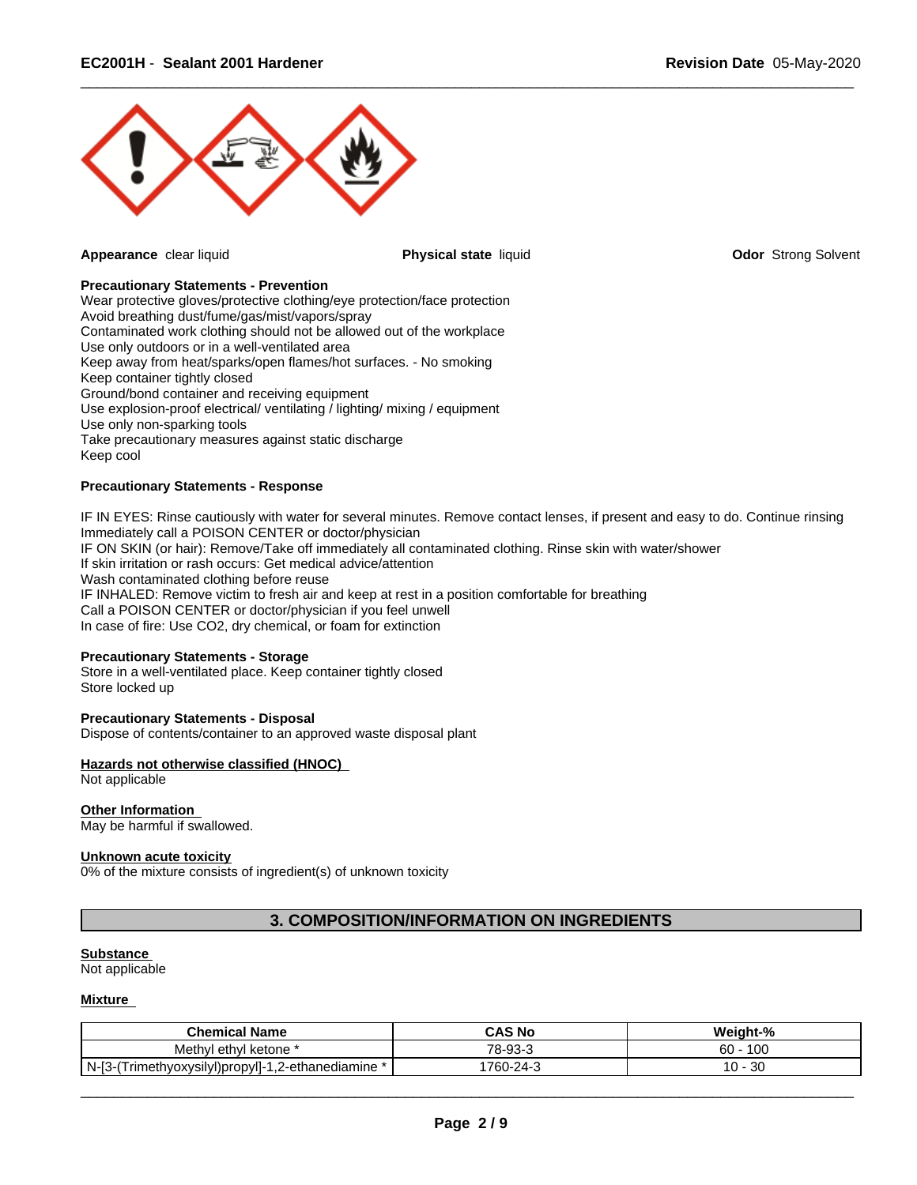**Appearance** clear liquid

**Physical state** liquid

**Odor** Strong Solvent

**Precautionary Statements - Prevention**

Wear protective gloves/protective clothing/eye protection/face protection
Avoid breathing dust/fume/gas/mist/vapors/spray
Contaminated work clothing should not be allowed out of the workplace
Use only outdoors or in a well-ventilated area
Keep away from heat/sparks/open flames/hot surfaces. - No smoking
Keep container tightly closed
Ground/bond container and receiving equipment
Use explosion-proof electrical/ ventilating / lighting/ mixing / equipment
Use only non-sparking tools
Take precautionary measures against static discharge
Keep cool

**Precautionary Statements - Response**

IF IN EYES: Rinse cautiously with water for several minutes. Remove contact lenses, if present and easy to do. Continue rinsing
Immediately call a POISON CENTER or doctor/physician
IF ON SKIN (or hair): Remove/Take off immediately all contaminated clothing. Rinse skin with water/shower
If skin irritation or rash occurs: Get medical advice/attention
Wash contaminated clothing before reuse
IF INHALED: Remove victim to fresh air and keep at rest in a position comfortable for breathing
Call a POISON CENTER or doctor/physician if you feel unwell
In case of fire: Use CO2, dry chemical, or foam for extinction

**Precautionary Statements - Storage**

Store in a well-ventilated place. Keep container tightly closed
Store locked up

**Precautionary Statements - Disposal**

Dispose of contents/container to an approved waste disposal plant

**Hazards not otherwise classified (HNOC)**

Not applicable

**Other Information**

May be harmful if swallowed.

**Unknown acute toxicity**

0% of the mixture consists of ingredient(s) of unknown toxicity

## 3. COMPOSITION/INFORMATION ON INGREDIENTS

**Substance**

Not applicable

**Mixture**

| Chemical Name | CAS No | Weight-% |
|---|---|---|
| Methyl ethyl ketone * | 78-93-3 | 60 - 100 |
| N-[3-(Trimethyoxysilyl)propyl]-1,2-ethanediamine * | 1760-24-3 | 10 - 30 |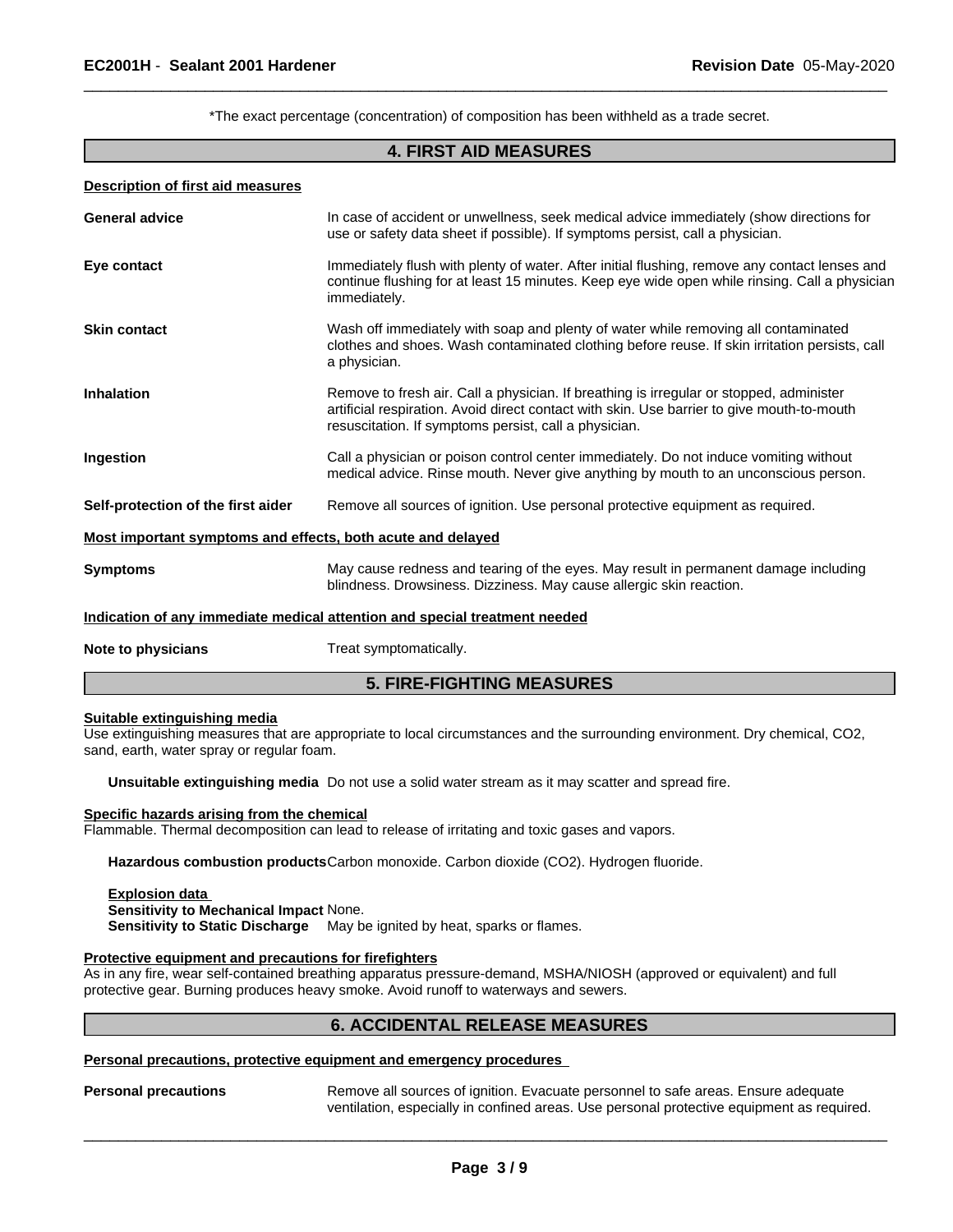*The exact percentage (concentration) of composition has been withheld as a trade secret.

## 4. FIRST AID MEASURES

**Description of first aid measures**

**General advice** In case of accident or unwellness, seek medical advice immediately (show directions for use or safety data sheet if possible). If symptoms persist, call a physician.

**Eye contact** Immediately flush with plenty of water. After initial flushing, remove any contact lenses and continue flushing for at least 15 minutes. Keep eye wide open while rinsing. Call a physician immediately.

**Skin contact** Wash off immediately with soap and plenty of water while removing all contaminated clothes and shoes. Wash contaminated clothing before reuse. If skin irritation persists, call a physician.

**Inhalation** Remove to fresh air. Call a physician. If breathing is irregular or stopped, administer artificial respiration. Avoid direct contact with skin. Use barrier to give mouth-to-mouth resuscitation. If symptoms persist, call a physician.

**Ingestion** Call a physician or poison control center immediately. Do not induce vomiting without medical advice. Rinse mouth. Never give anything by mouth to an unconscious person.

**Self-protection of the first aider** Remove all sources of ignition. Use personal protective equipment as required.

**Most important symptoms and effects, both acute and delayed**

**Symptoms** May cause redness and tearing of the eyes. May result in permanent damage including blindness. Drowsiness. Dizziness. May cause allergic skin reaction.

**Indication of any immediate medical attention and special treatment needed**

**Note to physicians** Treat symptomatically.

## 5. FIRE-FIGHTING MEASURES

**Suitable extinguishing media**

Use extinguishing measures that are appropriate to local circumstances and the surrounding environment. Dry chemical, $CO_2$, sand, earth, water spray or regular foam.

**Unsuitable extinguishing media** Do not use a solid water stream as it may scatter and spread fire.

**Specific hazards arising from the chemical**

Flammable. Thermal decomposition can lead to release of irritating and toxic gases and vapors.

**Hazardous combustion products** Carbon monoxide. Carbon dioxide ($CO_2$). Hydrogen fluoride.

**Explosion data**
**Sensitivity to Mechanical Impact** None.
**Sensitivity to Static Discharge** May be ignited by heat, sparks or flames.

**Protective equipment and precautions for firefighters**

As in any fire, wear self-contained breathing apparatus pressure-demand, MSHA/NIOSH (approved or equivalent) and full protective gear. Burning produces heavy smoke. Avoid runoff to waterways and sewers.

## 6. ACCIDENTAL RELEASE MEASURES

**Personal precautions, protective equipment and emergency procedures**

**Personal precautions** Remove all sources of ignition. Evacuate personnel to safe areas. Ensure adequate ventilation, especially in confined areas. Use personal protective equipment as required.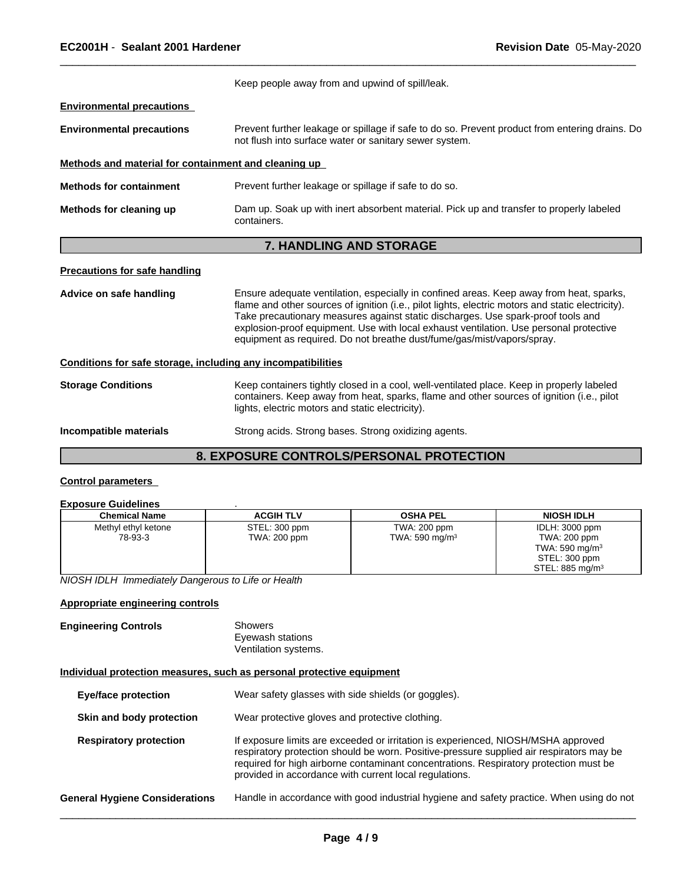Keep people away from and upwind of spill/leak.

**Environmental precautions**

**Environmental precautions** Prevent further leakage or spillage if safe to do so. Prevent product from entering drains. Do not flush into surface water or sanitary sewer system.

**Methods and material for containment and cleaning up**

**Methods for containment** Prevent further leakage or spillage if safe to do so.

**Methods for cleaning up** Dam up. Soak up with inert absorbent material. Pick up and transfer to properly labeled containers.

## 7. HANDLING AND STORAGE

**Precautions for safe handling**

**Advice on safe handling** Ensure adequate ventilation, especially in confined areas. Keep away from heat, sparks, flame and other sources of ignition (i.e., pilot lights, electric motors and static electricity). Take precautionary measures against static discharges. Use spark-proof tools and explosion-proof equipment. Use with local exhaust ventilation. Use personal protective equipment as required. Do not breathe dust/fume/gas/mist/vapors/spray.

**Conditions for safe storage, including any incompatibilities**

**Storage Conditions** Keep containers tightly closed in a cool, well-ventilated place. Keep in properly labeled containers. Keep away from heat, sparks, flame and other sources of ignition (i.e., pilot lights, electric motors and static electricity).

**Incompatible materials** Strong acids. Strong bases. Strong oxidizing agents.

## 8. EXPOSURE CONTROLS/PERSONAL PROTECTION

**Control parameters**

**Exposure Guidelines** .

| Chemical Name | ACGIH TLV | OSHA PEL | NIOSH IDLH |
|---|---|---|---|
| Methyl ethyl ketone<br>78-93-3 | STEL: 300 ppm<br>TWA: 200 ppm | TWA: 200 ppm<br>TWA: 590 mg/m³ | IDLH: 3000 ppm<br>TWA: 200 ppm<br>TWA: 590 mg/m³<br>STEL: 300 ppm<br>STEL: 885 mg/m³ |

*NIOSH IDLH Immediately Dangerous to Life or Health*

**Appropriate engineering controls**

**Engineering Controls** Showers
Eyewash stations
Ventilation systems.

**Individual protection measures, such as personal protective equipment**

**Eye/face protection** Wear safety glasses with side shields (or goggles).

**Skin and body protection** Wear protective gloves and protective clothing.

**Respiratory protection** If exposure limits are exceeded or irritation is experienced, NIOSH/MSHA approved respiratory protection should be worn. Positive-pressure supplied air respirators may be required for high airborne contaminant concentrations. Respiratory protection must be provided in accordance with current local regulations.

**General Hygiene Considerations** Handle in accordance with good industrial hygiene and safety practice. When using do not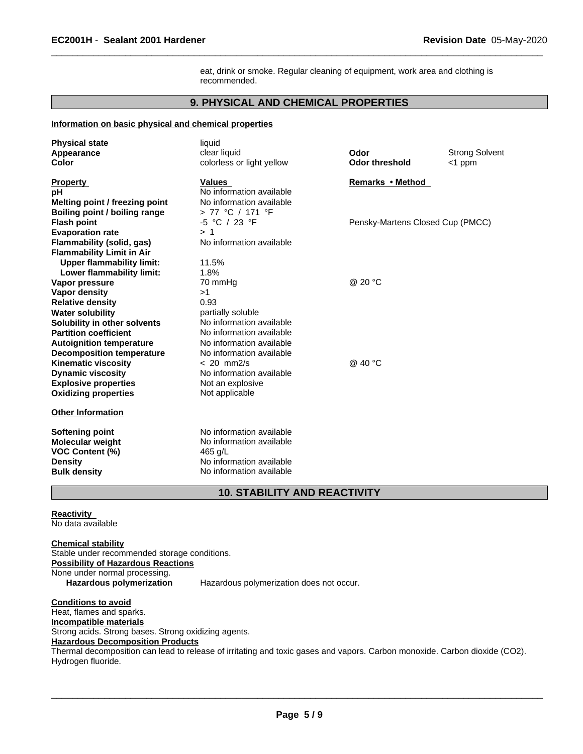eat, drink or smoke. Regular cleaning of equipment, work area and clothing is recommended.

## 9. PHYSICAL AND CHEMICAL PROPERTIES

**Information on basic physical and chemical properties**

| | | | |
|---|---|---|---|
| **Physical state** | liquid | | |
| **Appearance** | clear liquid | **Odor** | Strong Solvent |
| **Color** | colorless or light yellow | **Odor threshold** | <1 ppm |

| **Property** | **Values** | **Remarks • Method** |
|---|---|---|
| **pH** | No information available | |
| **Melting point / freezing point** | No information available | |
| **Boiling point / boiling range** | > 77 °C / 171 °F | |
| **Flash point** | -5 °C / 23 °F | Pensky-Martens Closed Cup (PMCC) |
| **Evaporation rate** | > 1 | |
| **Flammability (solid, gas)** | No information available | |
| **Flammability Limit in Air** | | |
| **Upper flammability limit:** | 11.5% | |
| **Lower flammability limit:** | 1.8% | |
| **Vapor pressure** | 70 mmHg | @ 20 °C |
| **Vapor density** | >1 | |
| **Relative density** | 0.93 | |
| **Water solubility** | partially soluble | |
| **Solubility in other solvents** | No information available | |
| **Partition coefficient** | No information available | |
| **Autoignition temperature** | No information available | |
| **Decomposition temperature** | No information available | |
| **Kinematic viscosity** | < 20 mm2/s | @ 40 °C |
| **Dynamic viscosity** | No information available | |
| **Explosive properties** | Not an explosive | |
| **Oxidizing properties** | Not applicable | |

**Other Information**

| | |
|---|---|
| **Softening point** | No information available |
| **Molecular weight** | No information available |
| **VOC Content (%)** | 465 g/L |
| **Density** | No information available |
| **Bulk density** | No information available |

## 10. STABILITY AND REACTIVITY

**Reactivity**
No data available

**Chemical stability**
Stable under recommended storage conditions.

**Possibility of Hazardous Reactions**
None under normal processing.

**Hazardous polymerization** Hazardous polymerization does not occur.

**Conditions to avoid**
Heat, flames and sparks.

**Incompatible materials**
Strong acids. Strong bases. Strong oxidizing agents.

**Hazardous Decomposition Products**
Thermal decomposition can lead to release of irritating and toxic gases and vapors. Carbon monoxide. Carbon dioxide ($CO_2$). Hydrogen fluoride.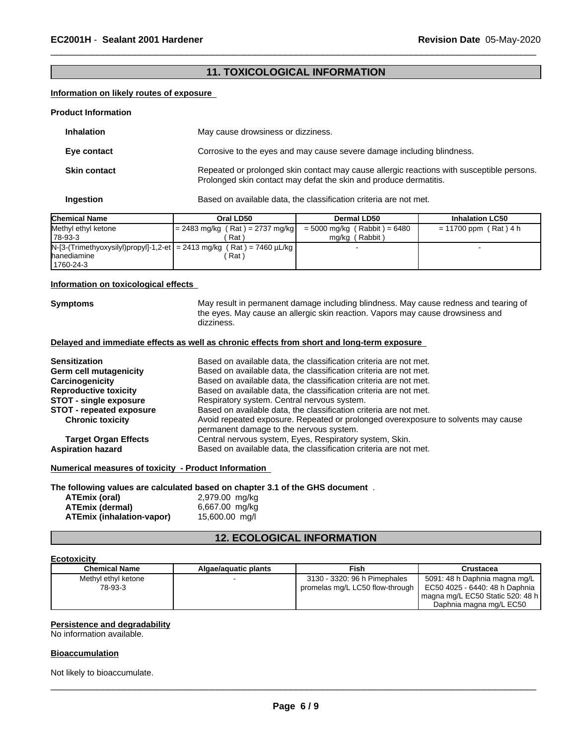## 11. TOXICOLOGICAL INFORMATION

**Information on likely routes of exposure**

**Product Information**

| | |
|---|---|
| **Inhalation** | May cause drowsiness or dizziness. |
| **Eye contact** | Corrosive to the eyes and may cause severe damage including blindness. |
| **Skin contact** | Repeated or prolonged skin contact may cause allergic reactions with susceptible persons. Prolonged skin contact may defat the skin and produce dermatitis. |
| **Ingestion** | Based on available data, the classification criteria are not met. |

| Chemical Name | Oral LD50 | Dermal LD50 | Inhalation LC50 |
|---|---|---|---|
| Methyl ethyl ketone 78-93-3 | = 2483 mg/kg ( Rat ) = 2737 mg/kg ( Rat ) | = 5000 mg/kg ( Rabbit ) = 6480 mg/kg ( Rabbit ) | = 11700 ppm ( Rat ) 4 h |
| N-[3-(Trimethyoxysilyl)propyl]-1,2-ethanediamine 1760-24-3 | = 2413 mg/kg ( Rat ) = 7460 µL/kg ( Rat ) | - | - |

**Information on toxicological effects**

**Symptoms** May result in permanent damage including blindness. May cause redness and tearing of the eyes. May cause an allergic skin reaction. Vapors may cause drowsiness and dizziness.

**Delayed and immediate effects as well as chronic effects from short and long-term exposure**

| | |
|---|---|
| **Sensitization** | Based on available data, the classification criteria are not met. |
| **Germ cell mutagenicity** | Based on available data, the classification criteria are not met. |
| **Carcinogenicity** | Based on available data, the classification criteria are not met. |
| **Reproductive toxicity** | Based on available data, the classification criteria are not met. |
| **STOT - single exposure** | Respiratory system. Central nervous system. |
| **STOT - repeated exposure** | Based on available data, the classification criteria are not met. |
| **Chronic toxicity** | Avoid repeated exposure. Repeated or prolonged overexposure to solvents may cause permanent damage to the nervous system. |
| **Target Organ Effects** | Central nervous system, Eyes, Respiratory system, Skin. |
| **Aspiration hazard** | Based on available data, the classification criteria are not met. |

**Numerical measures of toxicity - Product Information**

**The following values are calculated based on chapter 3.1 of the GHS document** .

| | |
|---|---|
| **ATEmix (oral)** | 2,979.00 mg/kg |
| **ATEmix (dermal)** | 6,667.00 mg/kg |
| **ATEmix (inhalation-vapor)** | 15,600.00 mg/l |

## 12. ECOLOGICAL INFORMATION

**Ecotoxicity**

| Chemical Name | Algae/aquatic plants | Fish | Crustacea |
|---|---|---|---|
| Methyl ethyl ketone 78-93-3 | - | 3130 - 3320: 96 h Pimephales promelas mg/L LC50 flow-through | 5091: 48 h Daphnia magna mg/L EC50 4025 - 6440: 48 h Daphnia magna mg/L EC50 Static 520: 48 h Daphnia magna mg/L EC50 |

**Persistence and degradability**

No information available.

**Bioaccumulation**

Not likely to bioaccumulate.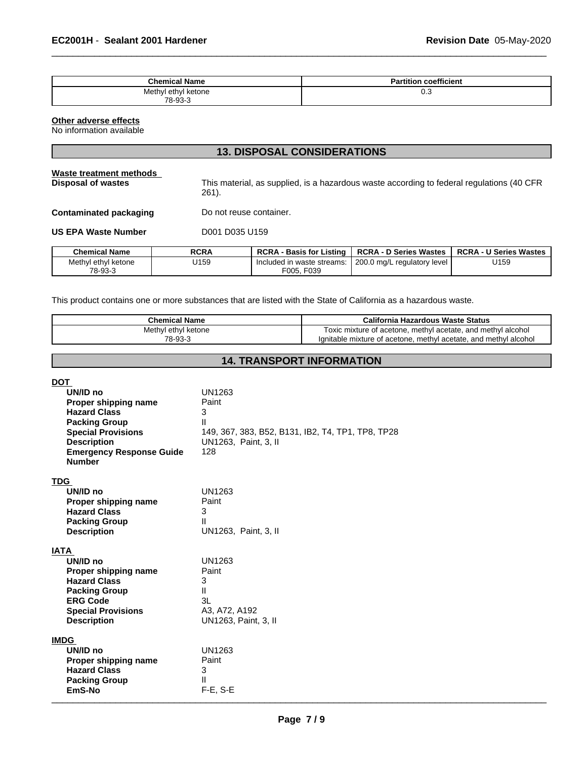| Chemical Name | Partition coefficient |
| --- | --- |
| Methyl ethyl ketone 78-93-3 | 0.3 |

**Other adverse effects**
No information available

## 13. DISPOSAL CONSIDERATIONS

**Waste treatment methods**

**Disposal of wastes** This material, as supplied, is a hazardous waste according to federal regulations (40 CFR 261).

**Contaminated packaging** Do not reuse container.

**US EPA Waste Number** D001 D035 U159

| Chemical Name | RCRA | RCRA - Basis for Listing | RCRA - D Series Wastes | RCRA - U Series Wastes |
| --- | --- | --- | --- | --- |
| Methyl ethyl ketone 78-93-3 | U159 | Included in waste streams: F005, F039 | 200.0 mg/L regulatory level | U159 |

This product contains one or more substances that are listed with the State of California as a hazardous waste.

| Chemical Name | California Hazardous Waste Status |
| --- | --- |
| Methyl ethyl ketone 78-93-3 | Toxic mixture of acetone, methyl acetate, and methyl alcohol Ignitable mixture of acetone, methyl acetate, and methyl alcohol |

## 14. TRANSPORT INFORMATION

**DOT**

**UN/ID no** UN1263
**Proper shipping name** Paint
**Hazard Class** 3
**Packing Group** II
**Special Provisions** 149, 367, 383, B52, B131, IB2, T4, TP1, TP8, TP28
**Description** UN1263, Paint, 3, II
**Emergency Response Guide Number** 128

**TDG**

**UN/ID no** UN1263
**Proper shipping name** Paint
**Hazard Class** 3
**Packing Group** II
**Description** UN1263, Paint, 3, II

**IATA**

**UN/ID no** UN1263
**Proper shipping name** Paint
**Hazard Class** 3
**Packing Group** II
**ERG Code** 3L
**Special Provisions** A3, A72, A192
**Description** UN1263, Paint, 3, II

**IMDG**

**UN/ID no** UN1263
**Proper shipping name** Paint
**Hazard Class** 3
**Packing Group** II
**EmS-No** F-E, S-E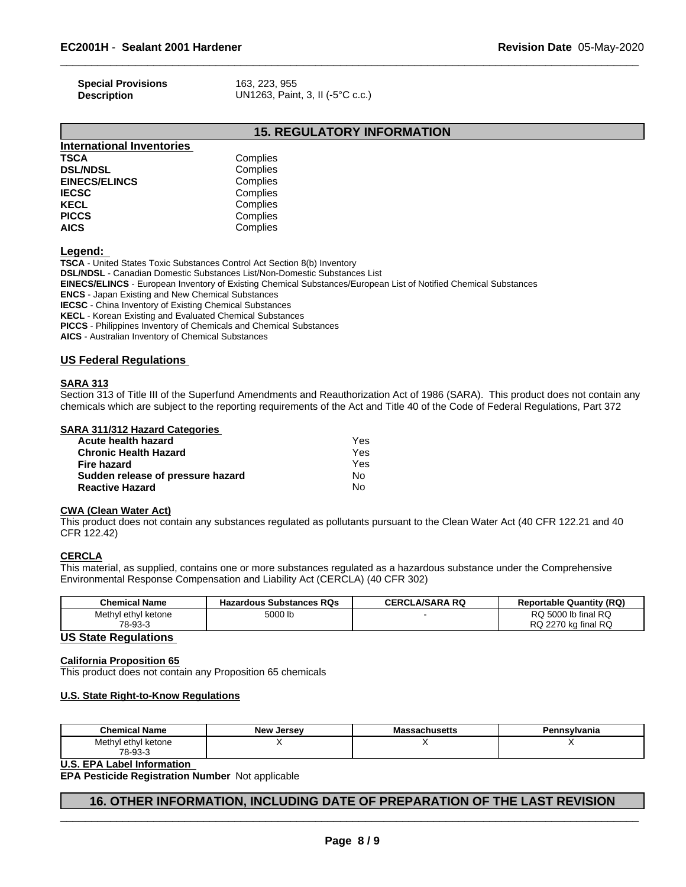| | |
|---|---|
| **Special Provisions** | 163, 223, 955 |
| **Description** | UN1263, Paint, 3, II (-5°C c.c.) |

## 15. REGULATORY INFORMATION

**International Inventories**

| | |
|---|---|
| **TSCA** | Complies |
| **DSL/NDSL** | Complies |
| **EINECS/ELINCS** | Complies |
| **IECSC** | Complies |
| **KECL** | Complies |
| **PICCS** | Complies |
| **AICS** | Complies |

**Legend:**

**TSCA** - United States Toxic Substances Control Act Section 8(b) Inventory
**DSL/NDSL** - Canadian Domestic Substances List/Non-Domestic Substances List
**EINECS/ELINCS** - European Inventory of Existing Chemical Substances/European List of Notified Chemical Substances
**ENCS** - Japan Existing and New Chemical Substances
**IECSC** - China Inventory of Existing Chemical Substances
**KECL** - Korean Existing and Evaluated Chemical Substances
**PICCS** - Philippines Inventory of Chemicals and Chemical Substances
**AICS** - Australian Inventory of Chemical Substances

### US Federal Regulations

**SARA 313**

Section 313 of Title III of the Superfund Amendments and Reauthorization Act of 1986 (SARA). This product does not contain any chemicals which are subject to the reporting requirements of the Act and Title 40 of the Code of Federal Regulations, Part 372

**SARA 311/312 Hazard Categories**

| | |
|---|---|
| **Acute health hazard** | Yes |
| **Chronic Health Hazard** | Yes |
| **Fire hazard** | Yes |
| **Sudden release of pressure hazard** | No |
| **Reactive Hazard** | No |

**CWA (Clean Water Act)**

This product does not contain any substances regulated as pollutants pursuant to the Clean Water Act (40 CFR 122.21 and 40 CFR 122.42)

**CERCLA**

This material, as supplied, contains one or more substances regulated as a hazardous substance under the Comprehensive Environmental Response Compensation and Liability Act (CERCLA) (40 CFR 302)

| Chemical Name | Hazardous Substances RQs | CERCLA/SARA RQ | Reportable Quantity (RQ) |
|---|---|---|---|
| Methyl ethyl ketone 78-93-3 | 5000 lb | - | RQ 5000 lb final RQ RQ 2270 kg final RQ |

### US State Regulations

**California Proposition 65**

This product does not contain any Proposition 65 chemicals

**U.S. State Right-to-Know Regulations**

| Chemical Name | New Jersey | Massachusetts | Pennsylvania |
|---|---|---|---|
| Methyl ethyl ketone 78-93-3 | X | X | X |

**U.S. EPA Label Information**

**EPA Pesticide Registration Number** Not applicable

## 16. OTHER INFORMATION, INCLUDING DATE OF PREPARATION OF THE LAST REVISION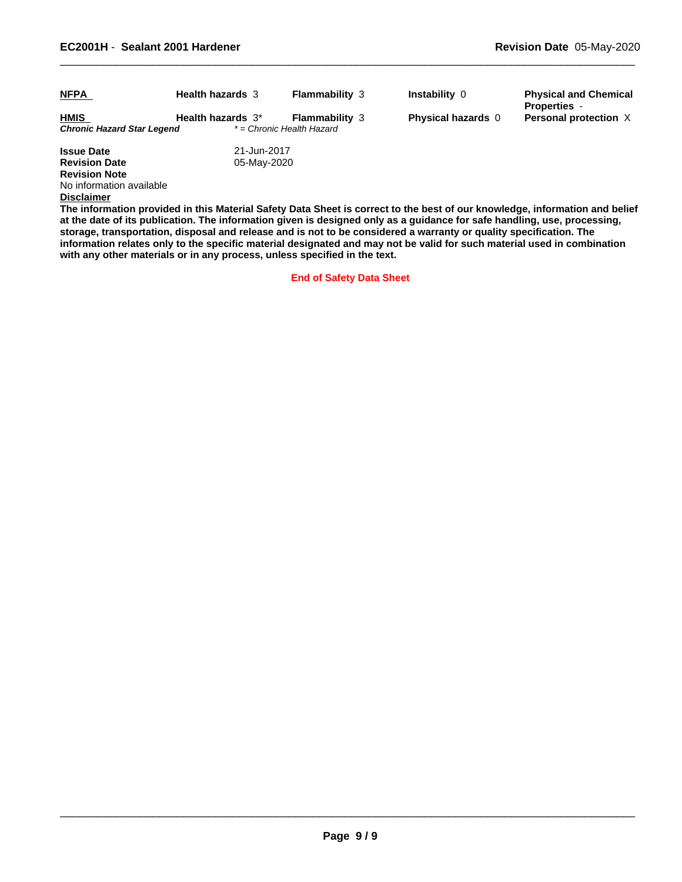| | | | | |
|---|---|---|---|---|
| **NFPA** | **Health hazards** 3 | **Flammability** 3 | **Instability** 0 | **Physical and Chemical Properties** - |
| **HMIS** | **Health hazards** 3* | **Flammability** 3 | **Physical hazards** 0 | **Personal protection** X |

***Chronic Hazard Star Legend*** *\* = Chronic Health Hazard*

**Issue Date** 21-Jun-2017
**Revision Date** 05-May-2020
**Revision Note**
No information available

**Disclaimer**

**The information provided in this Material Safety Data Sheet is correct to the best of our knowledge, information and belief at the date of its publication. The information given is designed only as a guidance for safe handling, use, processing, storage, transportation, disposal and release and is not to be considered a warranty or quality specification. The information relates only to the specific material designated and may not be valid for such material used in combination with any other materials or in any process, unless specified in the text.**

**End of Safety Data Sheet**